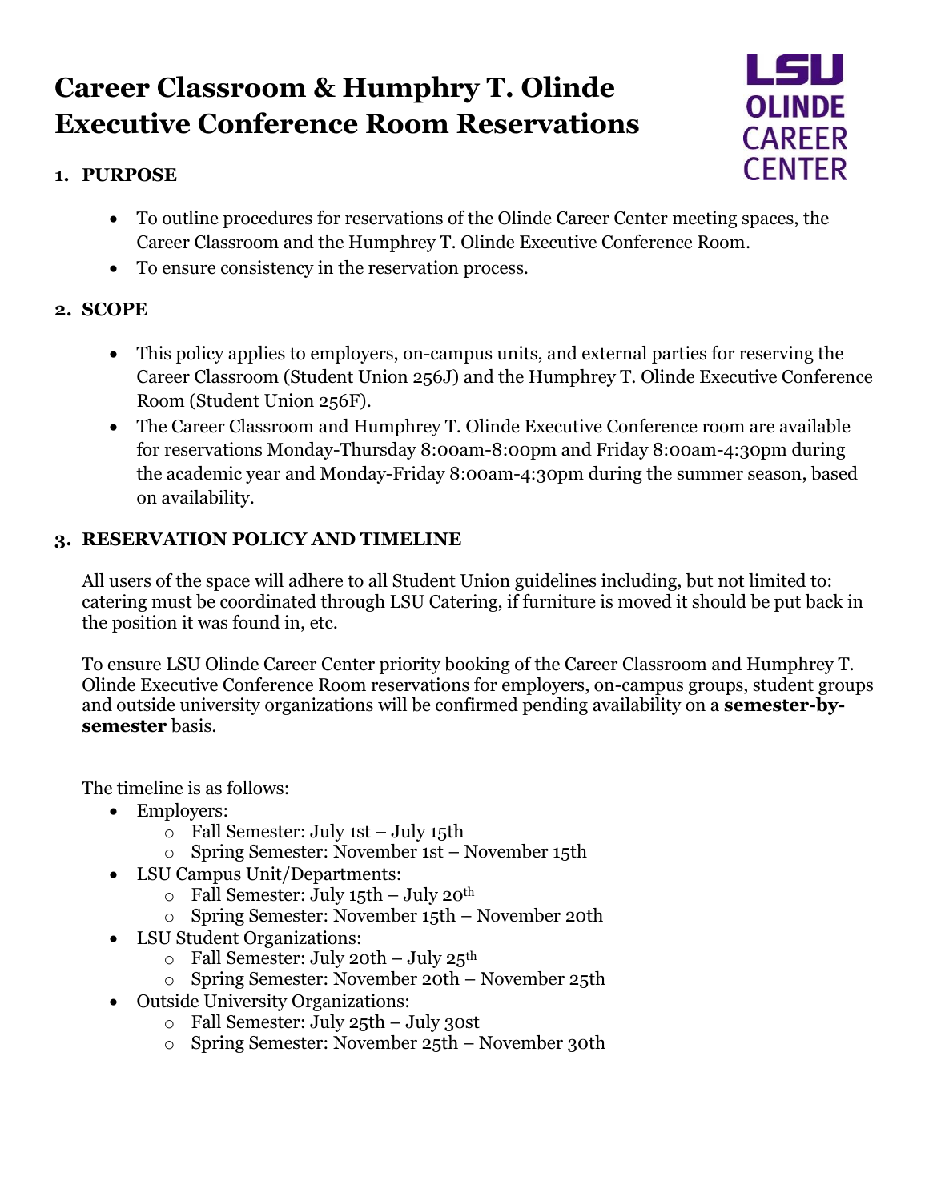# Career Classroom & Humphry T. Olinde Executive Conference Room Reservations

LSU OLINDE CAREER CENTER

## 1. PURPOSE

- To outline procedures for reservations of the Olinde Career Center meeting spaces, the Career Classroom and the Humphrey T. Olinde Executive Conference Room.
- To ensure consistency in the reservation process.

## 2. SCOPE

- This policy applies to employers, on-campus units, and external parties for reserving the Career Classroom (Student Union 256J) and the Humphrey T. Olinde Executive Conference Room (Student Union 256F).
- The Career Classroom and Humphrey T. Olinde Executive Conference room are available for reservations Monday-Thursday 8:00am-8:00pm and Friday 8:00am-4:30pm during the academic year and Monday-Friday 8:00am-4:30pm during the summer season, based on availability.

## 3. RESERVATION POLICY AND TIMELINE

All users of the space will adhere to all Student Union guidelines including, but not limited to: catering must be coordinated through LSU Catering, if furniture is moved it should be put back in the position it was found in, etc.

To ensure LSU Olinde Career Center priority booking of the Career Classroom and Humphrey T. Olinde Executive Conference Room reservations for employers, on-campus groups, student groups and outside university organizations will be confirmed pending availability on a **semester-by-semester** basis.

The timeline is as follows:

- Employers:
  - Fall Semester: July 1st – July 15th
  - Spring Semester: November 1st – November 15th
- LSU Campus Unit/Departments:
  - Fall Semester: July 15th – July 20th
  - Spring Semester: November 15th – November 20th
- LSU Student Organizations:
  - Fall Semester: July 20th – July 25th
  - Spring Semester: November 20th – November 25th
- Outside University Organizations:
  - Fall Semester: July 25th – July 30st
  - Spring Semester: November 25th – November 30th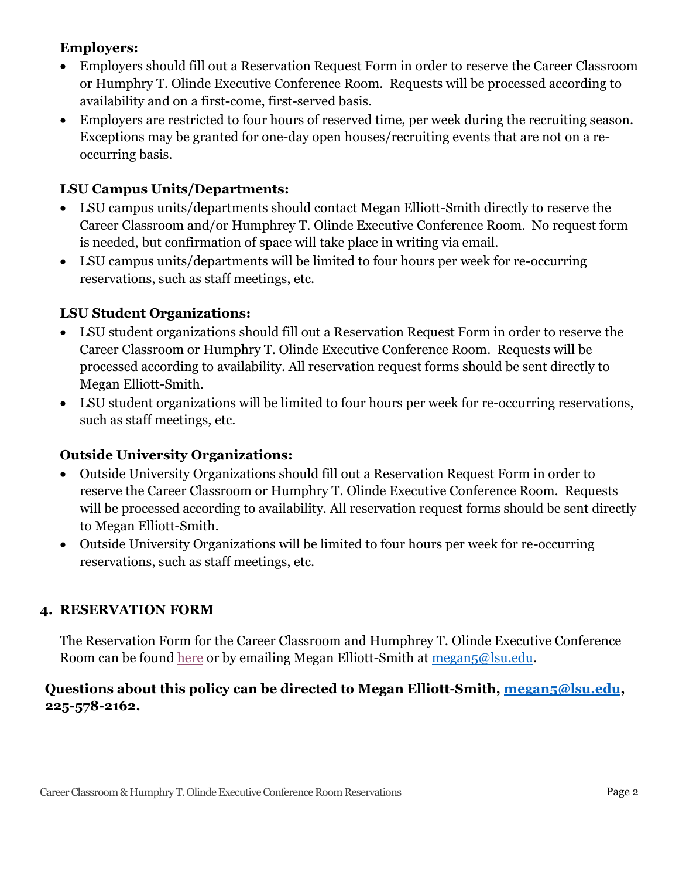**Employers:**

- Employers should fill out a Reservation Request Form in order to reserve the Career Classroom or Humphry T. Olinde Executive Conference Room. Requests will be processed according to availability and on a first-come, first-served basis.
- Employers are restricted to four hours of reserved time, per week during the recruiting season. Exceptions may be granted for one-day open houses/recruiting events that are not on a re-occurring basis.

**LSU Campus Units/Departments:**

- LSU campus units/departments should contact Megan Elliott-Smith directly to reserve the Career Classroom and/or Humphrey T. Olinde Executive Conference Room. No request form is needed, but confirmation of space will take place in writing via email.
- LSU campus units/departments will be limited to four hours per week for re-occurring reservations, such as staff meetings, etc.

**LSU Student Organizations:**

- LSU student organizations should fill out a Reservation Request Form in order to reserve the Career Classroom or Humphry T. Olinde Executive Conference Room. Requests will be processed according to availability. All reservation request forms should be sent directly to Megan Elliott-Smith.
- LSU student organizations will be limited to four hours per week for re-occurring reservations, such as staff meetings, etc.

**Outside University Organizations:**

- Outside University Organizations should fill out a Reservation Request Form in order to reserve the Career Classroom or Humphry T. Olinde Executive Conference Room. Requests will be processed according to availability. All reservation request forms should be sent directly to Megan Elliott-Smith.
- Outside University Organizations will be limited to four hours per week for re-occurring reservations, such as staff meetings, etc.

## 4. RESERVATION FORM

The Reservation Form for the Career Classroom and Humphrey T. Olinde Executive Conference Room can be found here or by emailing Megan Elliott-Smith at megan5@lsu.edu.

**Questions about this policy can be directed to Megan Elliott-Smith, megan5@lsu.edu, 225-578-2162.**